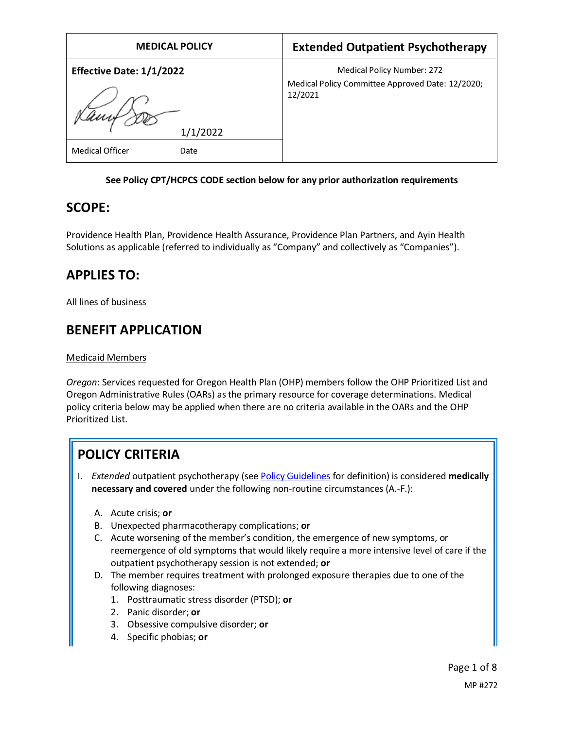| MEDICAL POLICY | Extended Outpatient Psychotherapy |
|---|---|
| **Effective Date: 1/1/2022** | Medical Policy Number: 272 |
| 1/1/2022 | Medical Policy Committee Approved Date: 12/2020; 12/2021 |
| Medical Officer Date | |

**See Policy CPT/HCPCS CODE section below for any prior authorization requirements**

## SCOPE:

Providence Health Plan, Providence Health Assurance, Providence Plan Partners, and Ayin Health Solutions as applicable (referred to individually as "Company" and collectively as "Companies").

## APPLIES TO:

All lines of business

## BENEFIT APPLICATION

Medicaid Members

*Oregon*: Services requested for Oregon Health Plan (OHP) members follow the OHP Prioritized List and Oregon Administrative Rules (OARs) as the primary resource for coverage determinations. Medical policy criteria below may be applied when there are no criteria available in the OARs and the OHP Prioritized List.

## POLICY CRITERIA

I. *Extended* outpatient psychotherapy (see Policy Guidelines for definition) is considered **medically necessary and covered** under the following non-routine circumstances (A.-F.):

   A. Acute crisis; **or**
   B. Unexpected pharmacotherapy complications; **or**
   C. Acute worsening of the member's condition, the emergence of new symptoms, or reemergence of old symptoms that would likely require a more intensive level of care if the outpatient psychotherapy session is not extended; **or**
   D. The member requires treatment with prolonged exposure therapies due to one of the following diagnoses:
      1. Posttraumatic stress disorder (PTSD); **or**
      2. Panic disorder; **or**
      3. Obsessive compulsive disorder; **or**
      4. Specific phobias; **or**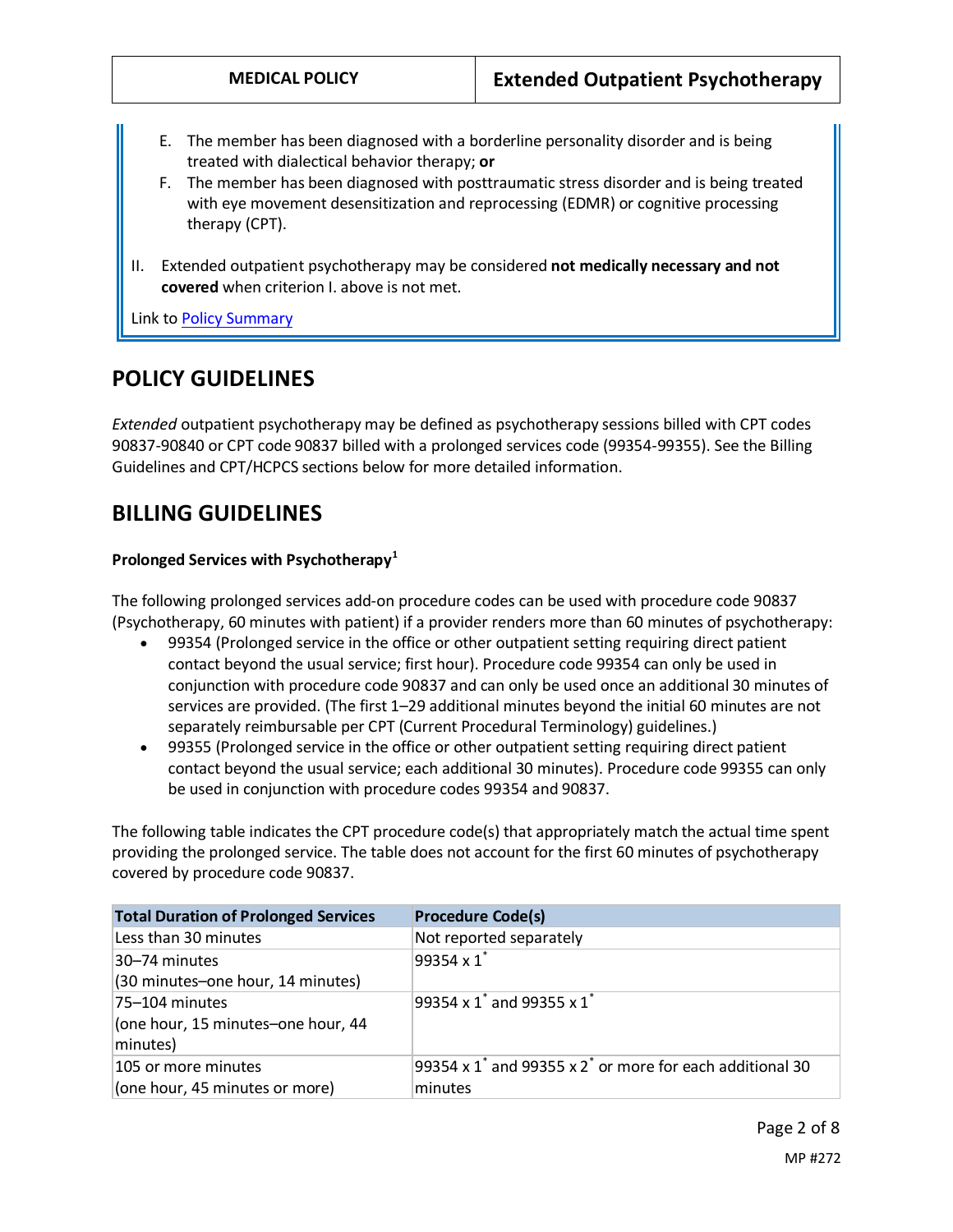E. The member has been diagnosed with a borderline personality disorder and is being treated with dialectical behavior therapy; **or**

F. The member has been diagnosed with posttraumatic stress disorder and is being treated with eye movement desensitization and reprocessing (EDMR) or cognitive processing therapy (CPT).

II. Extended outpatient psychotherapy may be considered **not medically necessary and not covered** when criterion I. above is not met.

Link to [Policy Summary](#)

## POLICY GUIDELINES

*Extended* outpatient psychotherapy may be defined as psychotherapy sessions billed with CPT codes 90837-90840 or CPT code 90837 billed with a prolonged services code (99354-99355). See the Billing Guidelines and CPT/HCPCS sections below for more detailed information.

## BILLING GUIDELINES

### Prolonged Services with Psychotherapy[1]

The following prolonged services add-on procedure codes can be used with procedure code 90837 (Psychotherapy, 60 minutes with patient) if a provider renders more than 60 minutes of psychotherapy:

- 99354 (Prolonged service in the office or other outpatient setting requiring direct patient contact beyond the usual service; first hour). Procedure code 99354 can only be used in conjunction with procedure code 90837 and can only be used once an additional 30 minutes of services are provided. (The first 1–29 additional minutes beyond the initial 60 minutes are not separately reimbursable per CPT (Current Procedural Terminology) guidelines.)
- 99355 (Prolonged service in the office or other outpatient setting requiring direct patient contact beyond the usual service; each additional 30 minutes). Procedure code 99355 can only be used in conjunction with procedure codes 99354 and 90837.

The following table indicates the CPT procedure code(s) that appropriately match the actual time spent providing the prolonged service. The table does not account for the first 60 minutes of psychotherapy covered by procedure code 90837.

| Total Duration of Prolonged Services | Procedure Code(s) |
|---|---|
| Less than 30 minutes | Not reported separately |
| 30–74 minutes (30 minutes–one hour, 14 minutes) | 99354 x 1* |
| 75–104 minutes (one hour, 15 minutes–one hour, 44 minutes) | 99354 x 1* and 99355 x 1* |
| 105 or more minutes (one hour, 45 minutes or more) | 99354 x 1* and 99355 x 2* or more for each additional 30 minutes |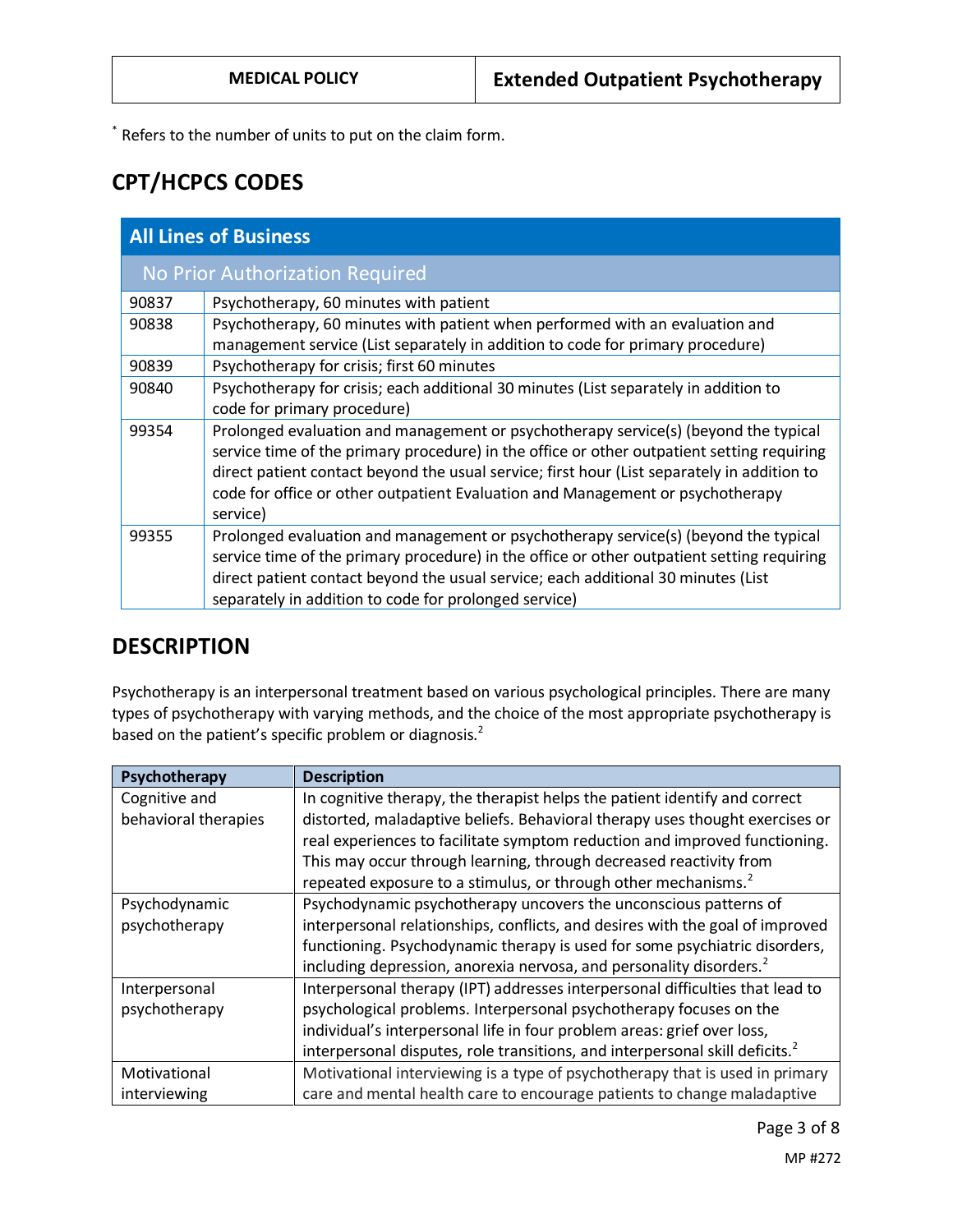* Refers to the number of units to put on the claim form.

## CPT/HCPCS CODES

| All Lines of Business | |
|---|---|
| No Prior Authorization Required | |
| 90837 | Psychotherapy, 60 minutes with patient |
| 90838 | Psychotherapy, 60 minutes with patient when performed with an evaluation and management service (List separately in addition to code for primary procedure) |
| 90839 | Psychotherapy for crisis; first 60 minutes |
| 90840 | Psychotherapy for crisis; each additional 30 minutes (List separately in addition to code for primary procedure) |
| 99354 | Prolonged evaluation and management or psychotherapy service(s) (beyond the typical service time of the primary procedure) in the office or other outpatient setting requiring direct patient contact beyond the usual service; first hour (List separately in addition to code for office or other outpatient Evaluation and Management or psychotherapy service) |
| 99355 | Prolonged evaluation and management or psychotherapy service(s) (beyond the typical service time of the primary procedure) in the office or other outpatient setting requiring direct patient contact beyond the usual service; each additional 30 minutes (List separately in addition to code for prolonged service) |

## DESCRIPTION

Psychotherapy is an interpersonal treatment based on various psychological principles. There are many types of psychotherapy with varying methods, and the choice of the most appropriate psychotherapy is based on the patient's specific problem or diagnosis.[2]

| Psychotherapy | Description |
|---|---|
| Cognitive and behavioral therapies | In cognitive therapy, the therapist helps the patient identify and correct distorted, maladaptive beliefs. Behavioral therapy uses thought exercises or real experiences to facilitate symptom reduction and improved functioning. This may occur through learning, through decreased reactivity from repeated exposure to a stimulus, or through other mechanisms.[2] |
| Psychodynamic psychotherapy | Psychodynamic psychotherapy uncovers the unconscious patterns of interpersonal relationships, conflicts, and desires with the goal of improved functioning. Psychodynamic therapy is used for some psychiatric disorders, including depression, anorexia nervosa, and personality disorders.[2] |
| Interpersonal psychotherapy | Interpersonal therapy (IPT) addresses interpersonal difficulties that lead to psychological problems. Interpersonal psychotherapy focuses on the individual's interpersonal life in four problem areas: grief over loss, interpersonal disputes, role transitions, and interpersonal skill deficits.[2] |
| Motivational interviewing | Motivational interviewing is a type of psychotherapy that is used in primary care and mental health care to encourage patients to change maladaptive |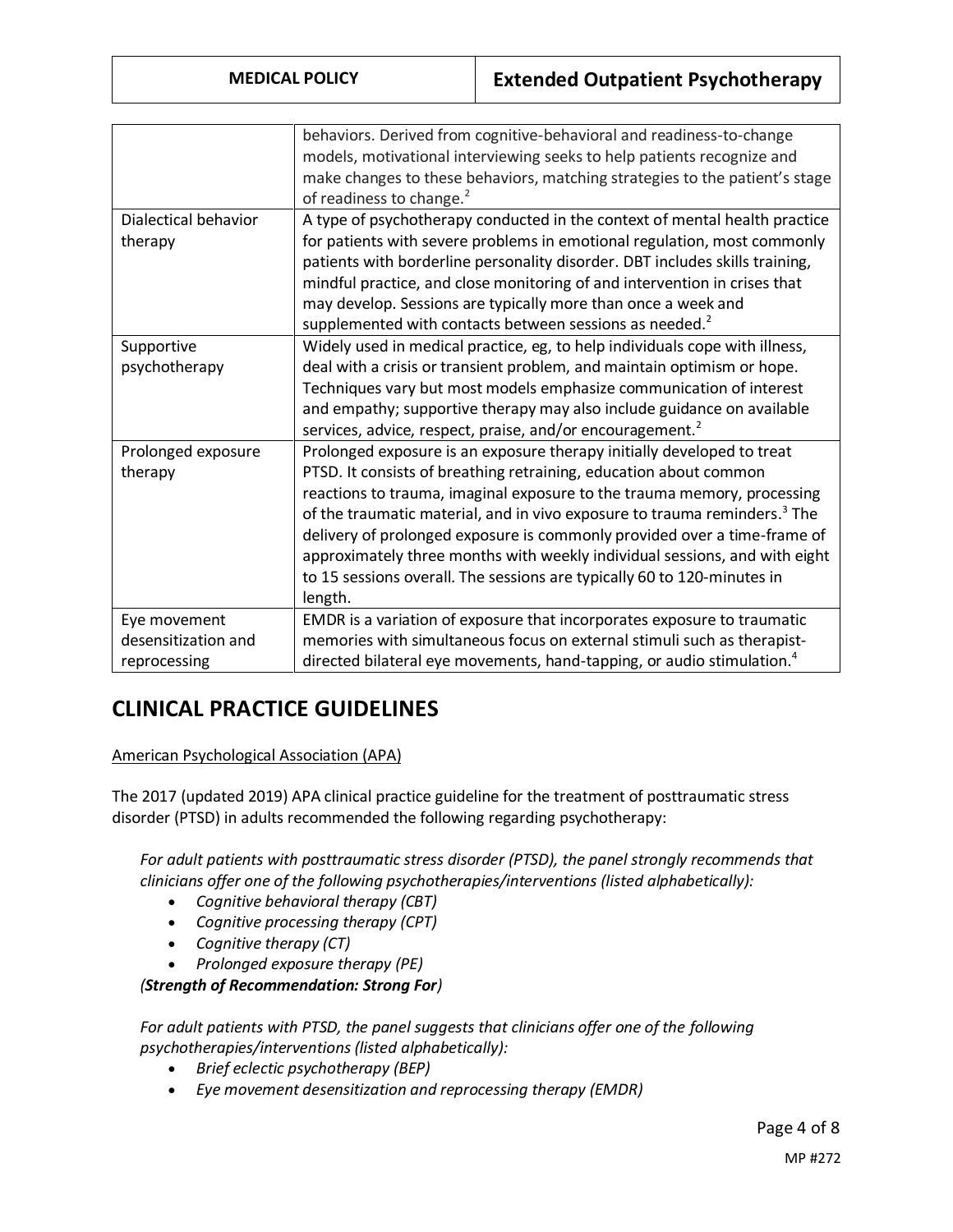| | |
|---|---|
| | behaviors. Derived from cognitive-behavioral and readiness-to-change models, motivational interviewing seeks to help patients recognize and make changes to these behaviors, matching strategies to the patient's stage of readiness to change.[2] |
| Dialectical behavior therapy | A type of psychotherapy conducted in the context of mental health practice for patients with severe problems in emotional regulation, most commonly patients with borderline personality disorder. DBT includes skills training, mindful practice, and close monitoring of and intervention in crises that may develop. Sessions are typically more than once a week and supplemented with contacts between sessions as needed.[2] |
| Supportive psychotherapy | Widely used in medical practice, eg, to help individuals cope with illness, deal with a crisis or transient problem, and maintain optimism or hope. Techniques vary but most models emphasize communication of interest and empathy; supportive therapy may also include guidance on available services, advice, respect, praise, and/or encouragement.[2] |
| Prolonged exposure therapy | Prolonged exposure is an exposure therapy initially developed to treat PTSD. It consists of breathing retraining, education about common reactions to trauma, imaginal exposure to the trauma memory, processing of the traumatic material, and in vivo exposure to trauma reminders.[3] The delivery of prolonged exposure is commonly provided over a time-frame of approximately three months with weekly individual sessions, and with eight to 15 sessions overall. The sessions are typically 60 to 120-minutes in length. |
| Eye movement desensitization and reprocessing | EMDR is a variation of exposure that incorporates exposure to traumatic memories with simultaneous focus on external stimuli such as therapist-directed bilateral eye movements, hand-tapping, or audio stimulation.[4] |

## CLINICAL PRACTICE GUIDELINES

American Psychological Association (APA)

The 2017 (updated 2019) APA clinical practice guideline for the treatment of posttraumatic stress disorder (PTSD) in adults recommended the following regarding psychotherapy:

*For adult patients with posttraumatic stress disorder (PTSD), the panel strongly recommends that clinicians offer one of the following psychotherapies/interventions (listed alphabetically):*

- *Cognitive behavioral therapy (CBT)*
- *Cognitive processing therapy (CPT)*
- *Cognitive therapy (CT)*
- *Prolonged exposure therapy (PE)*

*(**Strength of Recommendation: Strong For**)*

*For adult patients with PTSD, the panel suggests that clinicians offer one of the following psychotherapies/interventions (listed alphabetically):*

- *Brief eclectic psychotherapy (BEP)*
- *Eye movement desensitization and reprocessing therapy (EMDR)*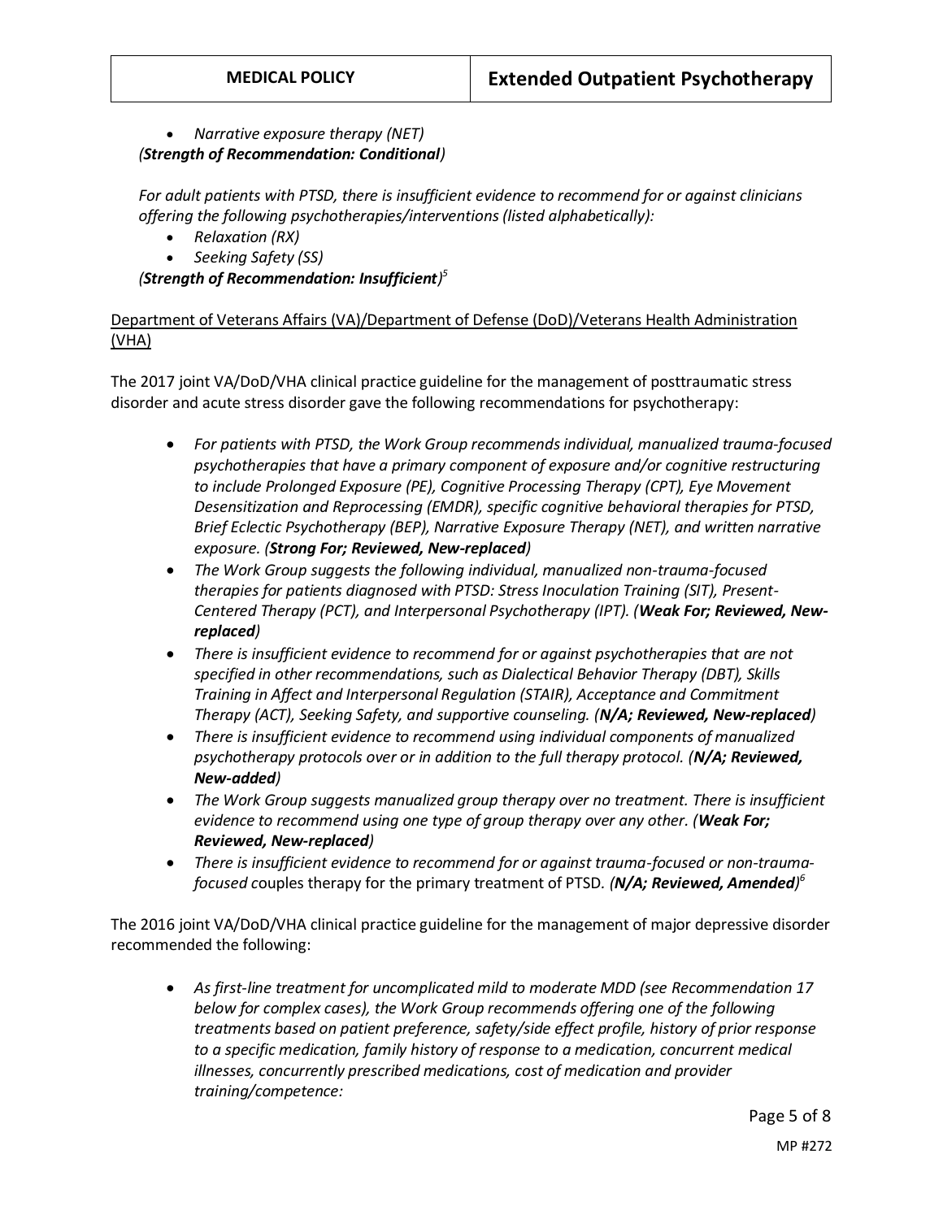- *Narrative exposure therapy (NET)*

*(**Strength of Recommendation: Conditional**)*

*For adult patients with PTSD, there is insufficient evidence to recommend for or against clinicians offering the following psychotherapies/interventions (listed alphabetically):*

- *Relaxation (RX)*
- *Seeking Safety (SS)*

*(**Strength of Recommendation: Insufficient**)*[5]

<u>Department of Veterans Affairs (VA)/Department of Defense (DoD)/Veterans Health Administration (VHA)</u>

The 2017 joint VA/DoD/VHA clinical practice guideline for the management of posttraumatic stress disorder and acute stress disorder gave the following recommendations for psychotherapy:

- *For patients with PTSD, the Work Group recommends individual, manualized trauma-focused psychotherapies that have a primary component of exposure and/or cognitive restructuring to include Prolonged Exposure (PE), Cognitive Processing Therapy (CPT), Eye Movement Desensitization and Reprocessing (EMDR), specific cognitive behavioral therapies for PTSD, Brief Eclectic Psychotherapy (BEP), Narrative Exposure Therapy (NET), and written narrative exposure. (**Strong For; Reviewed, New-replaced**)*
- *The Work Group suggests the following individual, manualized non-trauma-focused therapies for patients diagnosed with PTSD: Stress Inoculation Training (SIT), Present-Centered Therapy (PCT), and Interpersonal Psychotherapy (IPT). (**Weak For; Reviewed, New-replaced**)*
- *There is insufficient evidence to recommend for or against psychotherapies that are not specified in other recommendations, such as Dialectical Behavior Therapy (DBT), Skills Training in Affect and Interpersonal Regulation (STAIR), Acceptance and Commitment Therapy (ACT), Seeking Safety, and supportive counseling. (**N/A; Reviewed, New-replaced**)*
- *There is insufficient evidence to recommend using individual components of manualized psychotherapy protocols over or in addition to the full therapy protocol. (**N/A; Reviewed, New-added**)*
- *The Work Group suggests manualized group therapy over no treatment. There is insufficient evidence to recommend using one type of group therapy over any other. (**Weak For; Reviewed, New-replaced**)*
- *There is insufficient evidence to recommend for or against trauma-focused or non-trauma-focused* couples therapy for the primary treatment of PTSD. *(**N/A; Reviewed, Amended**)*[6]

The 2016 joint VA/DoD/VHA clinical practice guideline for the management of major depressive disorder recommended the following:

- *As first-line treatment for uncomplicated mild to moderate MDD (see Recommendation 17 below for complex cases), the Work Group recommends offering one of the following treatments based on patient preference, safety/side effect profile, history of prior response to a specific medication, family history of response to a medication, concurrent medical illnesses, concurrently prescribed medications, cost of medication and provider training/competence:*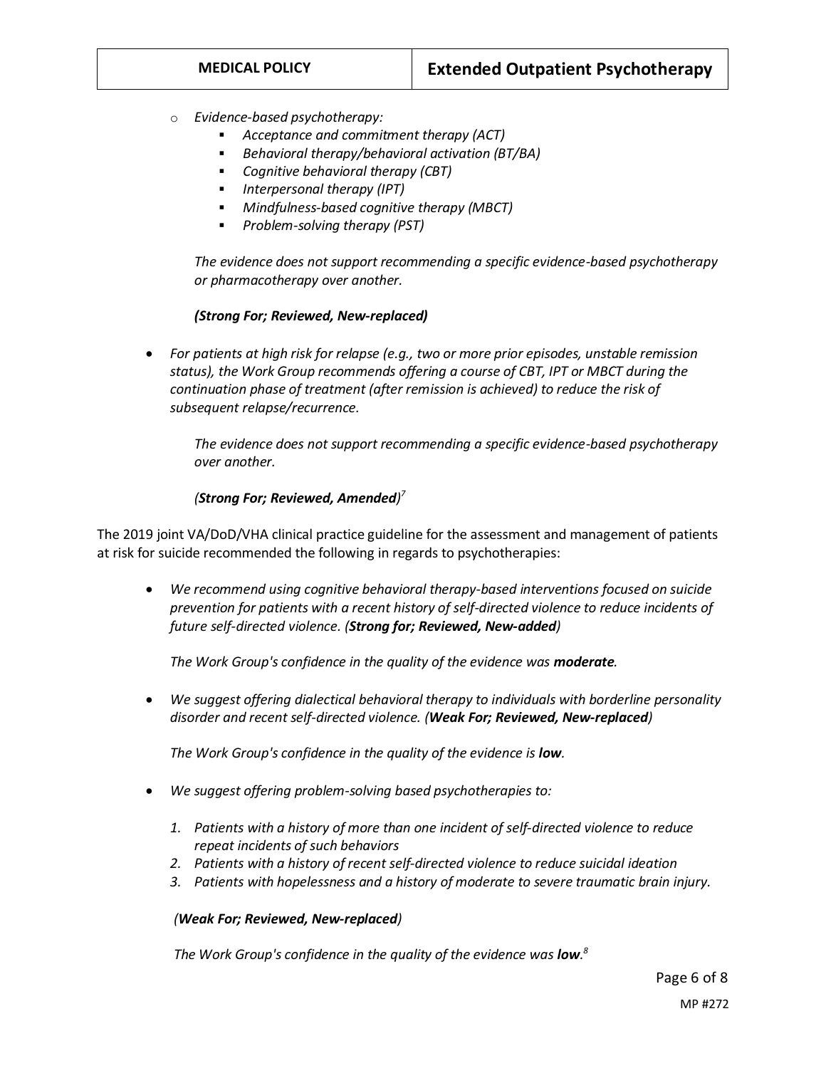- *Evidence-based psychotherapy:*
    - *Acceptance and commitment therapy (ACT)*
    - *Behavioral therapy/behavioral activation (BT/BA)*
    - *Cognitive behavioral therapy (CBT)*
    - *Interpersonal therapy (IPT)*
    - *Mindfulness-based cognitive therapy (MBCT)*
    - *Problem-solving therapy (PST)*

  *The evidence does not support recommending a specific evidence-based psychotherapy or pharmacotherapy over another.*

  ***(Strong For; Reviewed, New-replaced)***

- *For patients at high risk for relapse (e.g., two or more prior episodes, unstable remission status), the Work Group recommends offering a course of CBT, IPT or MBCT during the continuation phase of treatment (after remission is achieved) to reduce the risk of subsequent relapse/recurrence.*

  *The evidence does not support recommending a specific evidence-based psychotherapy over another.*

  *(**Strong For; Reviewed, Amended**)*[7]

The 2019 joint VA/DoD/VHA clinical practice guideline for the assessment and management of patients at risk for suicide recommended the following in regards to psychotherapies:

- *We recommend using cognitive behavioral therapy-based interventions focused on suicide prevention for patients with a recent history of self-directed violence to reduce incidents of future self-directed violence. (**Strong for; Reviewed, New-added**)*

  *The Work Group's confidence in the quality of the evidence was **moderate**.*

- *We suggest offering dialectical behavioral therapy to individuals with borderline personality disorder and recent self-directed violence. (**Weak For; Reviewed, New-replaced**)*

  *The Work Group's confidence in the quality of the evidence is **low**.*

- *We suggest offering problem-solving based psychotherapies to:*

  1. *Patients with a history of more than one incident of self-directed violence to reduce repeat incidents of such behaviors*
  2. *Patients with a history of recent self-directed violence to reduce suicidal ideation*
  3. *Patients with hopelessness and a history of moderate to severe traumatic brain injury.*

  *(**Weak For; Reviewed, New-replaced**)*

  *The Work Group's confidence in the quality of the evidence was **low**.*[8]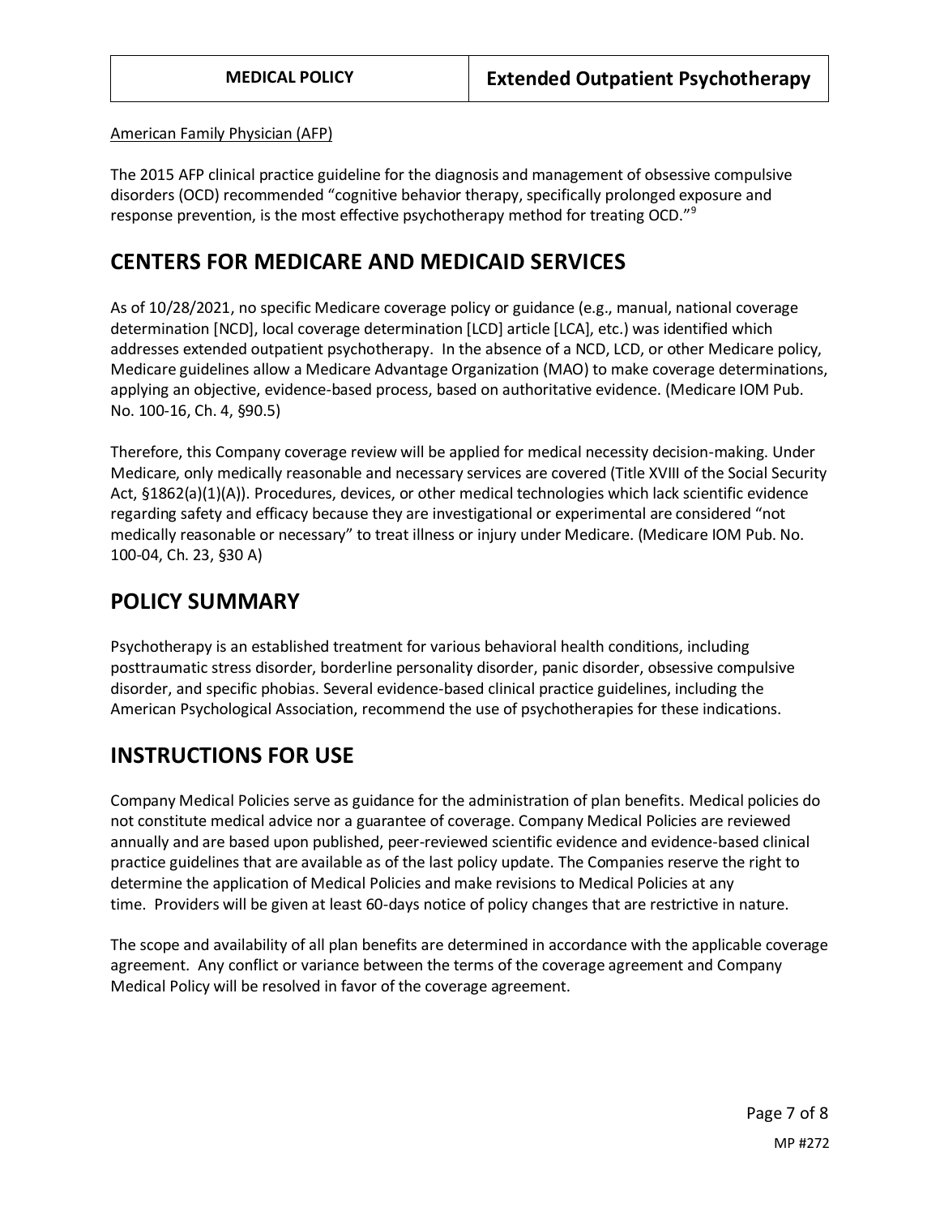American Family Physician (AFP)

The 2015 AFP clinical practice guideline for the diagnosis and management of obsessive compulsive disorders (OCD) recommended "cognitive behavior therapy, specifically prolonged exposure and response prevention, is the most effective psychotherapy method for treating OCD."[9]

## CENTERS FOR MEDICARE AND MEDICAID SERVICES

As of 10/28/2021, no specific Medicare coverage policy or guidance (e.g., manual, national coverage determination [NCD], local coverage determination [LCD] article [LCA], etc.) was identified which addresses extended outpatient psychotherapy. In the absence of a NCD, LCD, or other Medicare policy, Medicare guidelines allow a Medicare Advantage Organization (MAO) to make coverage determinations, applying an objective, evidence-based process, based on authoritative evidence. (Medicare IOM Pub. No. 100-16, Ch. 4, §90.5)

Therefore, this Company coverage review will be applied for medical necessity decision-making. Under Medicare, only medically reasonable and necessary services are covered (Title XVIII of the Social Security Act, §1862(a)(1)(A)). Procedures, devices, or other medical technologies which lack scientific evidence regarding safety and efficacy because they are investigational or experimental are considered "not medically reasonable or necessary" to treat illness or injury under Medicare. (Medicare IOM Pub. No. 100-04, Ch. 23, §30 A)

## POLICY SUMMARY

Psychotherapy is an established treatment for various behavioral health conditions, including posttraumatic stress disorder, borderline personality disorder, panic disorder, obsessive compulsive disorder, and specific phobias. Several evidence-based clinical practice guidelines, including the American Psychological Association, recommend the use of psychotherapies for these indications.

## INSTRUCTIONS FOR USE

Company Medical Policies serve as guidance for the administration of plan benefits. Medical policies do not constitute medical advice nor a guarantee of coverage. Company Medical Policies are reviewed annually and are based upon published, peer-reviewed scientific evidence and evidence-based clinical practice guidelines that are available as of the last policy update. The Companies reserve the right to determine the application of Medical Policies and make revisions to Medical Policies at any time. Providers will be given at least 60-days notice of policy changes that are restrictive in nature.

The scope and availability of all plan benefits are determined in accordance with the applicable coverage agreement. Any conflict or variance between the terms of the coverage agreement and Company Medical Policy will be resolved in favor of the coverage agreement.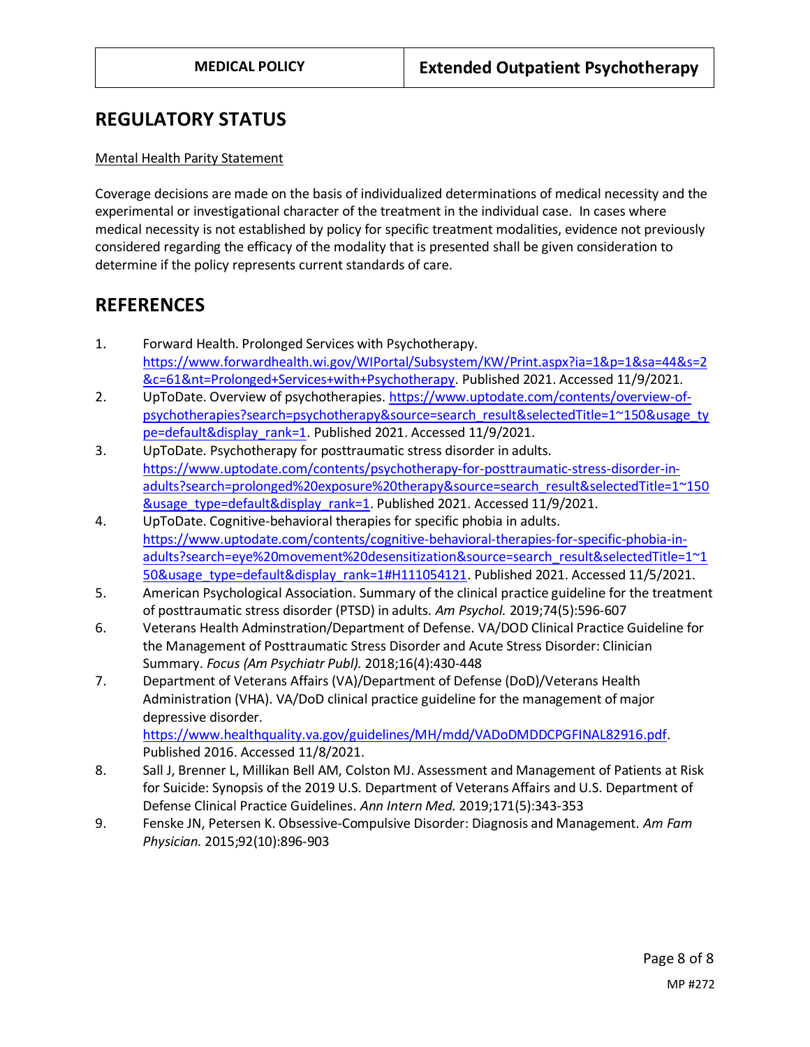## REGULATORY STATUS

Mental Health Parity Statement

Coverage decisions are made on the basis of individualized determinations of medical necessity and the experimental or investigational character of the treatment in the individual case. In cases where medical necessity is not established by policy for specific treatment modalities, evidence not previously considered regarding the efficacy of the modality that is presented shall be given consideration to determine if the policy represents current standards of care.

## REFERENCES

1. Forward Health. Prolonged Services with Psychotherapy. https://www.forwardhealth.wi.gov/WIPortal/Subsystem/KW/Print.aspx?ia=1&p=1&sa=44&s=2&c=61&nt=Prolonged+Services+with+Psychotherapy. Published 2021. Accessed 11/9/2021.
2. UpToDate. Overview of psychotherapies. https://www.uptodate.com/contents/overview-of-psychotherapies?search=psychotherapy&source=search_result&selectedTitle=1~150&usage_type=default&display_rank=1. Published 2021. Accessed 11/9/2021.
3. UpToDate. Psychotherapy for posttraumatic stress disorder in adults. https://www.uptodate.com/contents/psychotherapy-for-posttraumatic-stress-disorder-in-adults?search=prolonged%20exposure%20therapy&source=search_result&selectedTitle=1~150&usage_type=default&display_rank=1. Published 2021. Accessed 11/9/2021.
4. UpToDate. Cognitive-behavioral therapies for specific phobia in adults. https://www.uptodate.com/contents/cognitive-behavioral-therapies-for-specific-phobia-in-adults?search=eye%20movement%20desensitization&source=search_result&selectedTitle=1~150&usage_type=default&display_rank=1#H111054121. Published 2021. Accessed 11/5/2021.
5. American Psychological Association. Summary of the clinical practice guideline for the treatment of posttraumatic stress disorder (PTSD) in adults. *Am Psychol.* 2019;74(5):596-607
6. Veterans Health Adminstration/Department of Defense. VA/DOD Clinical Practice Guideline for the Management of Posttraumatic Stress Disorder and Acute Stress Disorder: Clinician Summary. *Focus (Am Psychiatr Publ).* 2018;16(4):430-448
7. Department of Veterans Affairs (VA)/Department of Defense (DoD)/Veterans Health Administration (VHA). VA/DoD clinical practice guideline for the management of major depressive disorder. https://www.healthquality.va.gov/guidelines/MH/mdd/VADoDMDDCPGFINAL82916.pdf. Published 2016. Accessed 11/8/2021.
8. Sall J, Brenner L, Millikan Bell AM, Colston MJ. Assessment and Management of Patients at Risk for Suicide: Synopsis of the 2019 U.S. Department of Veterans Affairs and U.S. Department of Defense Clinical Practice Guidelines. *Ann Intern Med.* 2019;171(5):343-353
9. Fenske JN, Petersen K. Obsessive-Compulsive Disorder: Diagnosis and Management. *Am Fam Physician.* 2015;92(10):896-903